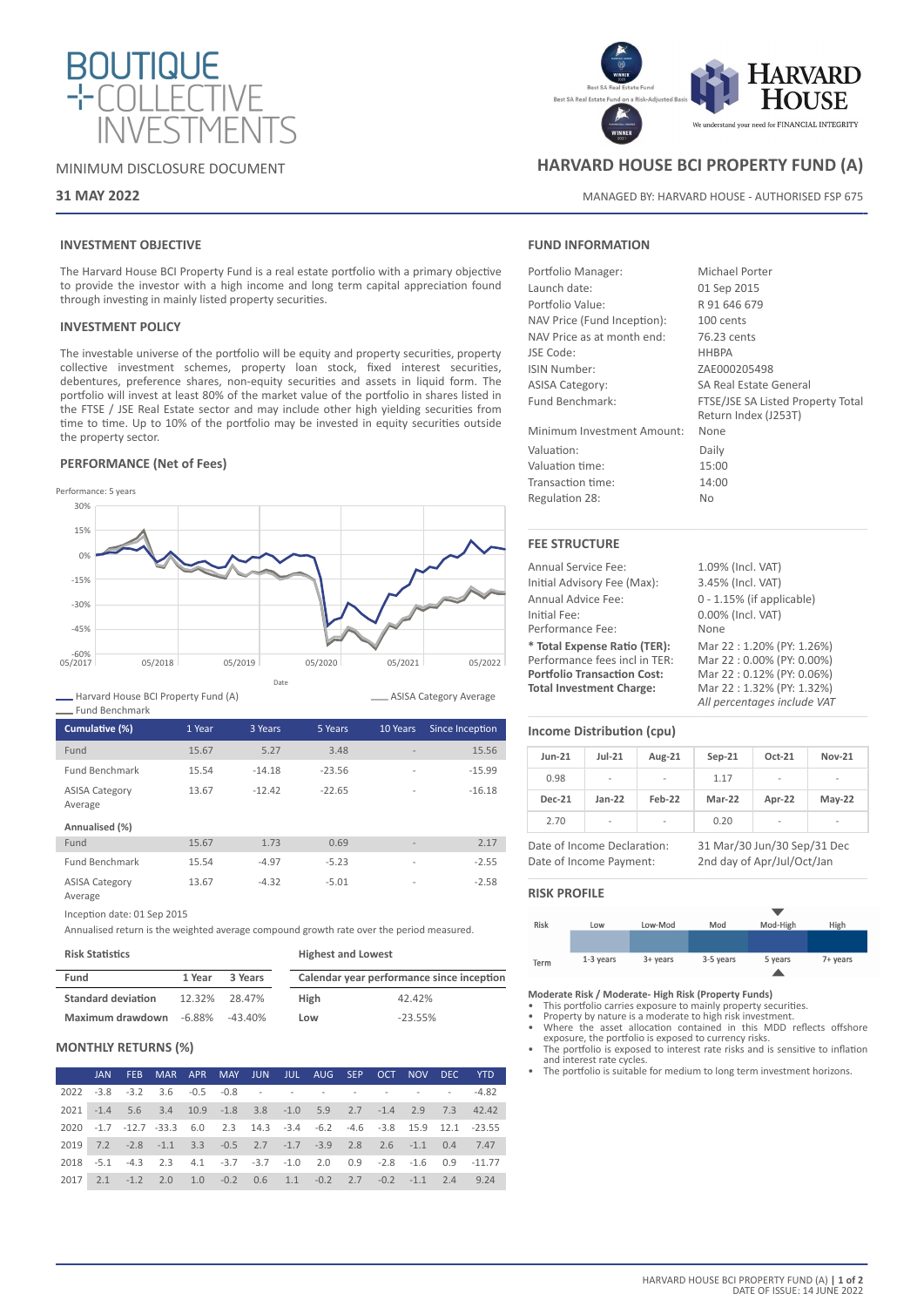# BOUTIQUE COLLECTIVE INVESTMENTS

MINIMUM DISCLOSURE DOCUMENT

**31 MAY 2022**

Best SA Real Estate Fund
Best SA Real Estate Fund on a Risk-Adjusted Basis
WINNER 2021

HARVARD HOUSE
We understand your need for FINANCIAL INTEGRITY

## HARVARD HOUSE BCI PROPERTY FUND (A)

MANAGED BY: HARVARD HOUSE - AUTHORISED FSP 675

### INVESTMENT OBJECTIVE

The Harvard House BCI Property Fund is a real estate portfolio with a primary objective to provide the investor with a high income and long term capital appreciation found through investing in mainly listed property securities.

### INVESTMENT POLICY

The investable universe of the portfolio will be equity and property securities, property collective investment schemes, property loan stock, fixed interest securities, debentures, preference shares, non-equity securities and assets in liquid form. The portfolio will invest at least 80% of the market value of the portfolio in shares listed in the FTSE / JSE Real Estate sector and may include other high yielding securities from time to time. Up to 10% of the portfolio may be invested in equity securities outside the property sector.

### PERFORMANCE (Net of Fees)

Performance: 5 years

Date

Harvard House BCI Property Fund (A) — ASISA Category Average — Fund Benchmark

| Cumulative (%) | 1 Year | 3 Years | 5 Years | 10 Years | Since Inception |
|---|---|---|---|---|---|
| Fund | 15.67 | 5.27 | 3.48 | - | 15.56 |
| Fund Benchmark | 15.54 | -14.18 | -23.56 | - | -15.99 |
| ASISA Category Average | 13.67 | -12.42 | -22.65 | - | -16.18 |
| **Annualised (%)** | | | | | |
| Fund | 15.67 | 1.73 | 0.69 | - | 2.17 |
| Fund Benchmark | 15.54 | -4.97 | -5.23 | - | -2.55 |
| ASISA Category Average | 13.67 | -4.32 | -5.01 | - | -2.58 |

Inception date: 01 Sep 2015

Annualised return is the weighted average compound growth rate over the period measured.

**Risk Statistics**

| Fund | 1 Year | 3 Years |
|---|---|---|
| Standard deviation | 12.32% | 28.47% |
| Maximum drawdown | -6.88% | -43.40% |

**Highest and Lowest**

| Calendar year performance since inception | |
|---|---|
| High | 42.42% |
| Low | -23.55% |

### MONTHLY RETURNS (%)

| | JAN | FEB | MAR | APR | MAY | JUN | JUL | AUG | SEP | OCT | NOV | DEC | YTD |
|---|---|---|---|---|---|---|---|---|---|---|---|---|---|
| 2022 | -3.8 | -3.2 | 3.6 | -0.5 | -0.8 | - | - | - | - | - | - | - | -4.82 |
| 2021 | -1.4 | 5.6 | 3.4 | 10.9 | -1.8 | 3.8 | -1.0 | 5.9 | 2.7 | -1.4 | 2.9 | 7.3 | 42.42 |
| 2020 | -1.7 | -12.7 | -33.3 | 6.0 | 2.3 | 14.3 | -3.4 | -6.2 | -4.6 | -3.8 | 15.9 | 12.1 | -23.55 |
| 2019 | 7.2 | -2.8 | -1.1 | 3.3 | -0.5 | 2.7 | -1.7 | -3.9 | 2.8 | 2.6 | -1.1 | 0.4 | 7.47 |
| 2018 | -5.1 | -4.3 | 2.3 | 4.1 | -3.7 | -3.7 | -1.0 | 2.0 | 0.9 | -2.8 | -1.6 | 0.9 | -11.77 |
| 2017 | 2.1 | -1.2 | 2.0 | 1.0 | -0.2 | 0.6 | 1.1 | -0.2 | 2.7 | -0.2 | -1.1 | 2.4 | 9.24 |

### FUND INFORMATION

| | |
|---|---|
| Portfolio Manager: | Michael Porter |
| Launch date: | 01 Sep 2015 |
| Portfolio Value: | R 91 646 679 |
| NAV Price (Fund Inception): | 100 cents |
| NAV Price as at month end: | 76.23 cents |
| JSE Code: | HHBPA |
| ISIN Number: | ZAE000205498 |
| ASISA Category: | SA Real Estate General |
| Fund Benchmark: | FTSE/JSE SA Listed Property Total Return Index (J253T) |
| Minimum Investment Amount: | None |
| Valuation: | Daily |
| Valuation time: | 15:00 |
| Transaction time: | 14:00 |
| Regulation 28: | No |

### FEE STRUCTURE

| | |
|---|---|
| Annual Service Fee: | 1.09% (Incl. VAT) |
| Initial Advisory Fee (Max): | 3.45% (Incl. VAT) |
| Annual Advice Fee: | 0 - 1.15% (if applicable) |
| Initial Fee: | 0.00% (Incl. VAT) |
| Performance Fee: | None |
| **\* Total Expense Ratio (TER):** | Mar 22 : 1.20% (PY: 1.26%) |
| Performance fees incl in TER: | Mar 22 : 0.00% (PY: 0.00%) |
| **Portfolio Transaction Cost:** | Mar 22 : 0.12% (PY: 0.06%) |
| **Total Investment Charge:** | Mar 22 : 1.32% (PY: 1.32%) |

*All percentages include VAT*

### Income Distribution (cpu)

| Jun-21 | Jul-21 | Aug-21 | Sep-21 | Oct-21 | Nov-21 |
|---|---|---|---|---|---|
| 0.98 | - | - | 1.17 | - | - |
| **Dec-21** | **Jan-22** | **Feb-22** | **Mar-22** | **Apr-22** | **May-22** |
| 2.70 | - | - | 0.20 | - | - |

| | |
|---|---|
| Date of Income Declaration: | 31 Mar/30 Jun/30 Sep/31 Dec |
| Date of Income Payment: | 2nd day of Apr/Jul/Oct/Jan |

### RISK PROFILE

| Risk | Low | Low-Mod | Mod | Mod-High | High |
|---|---|---|---|---|---|
| Term | 1-3 years | 3+ years | 3-5 years | 5 years | 7+ years |

**Moderate Risk / Moderate- High Risk (Property Funds)**

- This portfolio carries exposure to mainly property securities.
- Property by nature is a moderate to high risk investment.
- Where the asset allocation contained in this MDD reflects offshore exposure, the portfolio is exposed to currency risks.
- The portfolio is exposed to interest rate risks and is sensitive to inflation and interest rate cycles.
- The portfolio is suitable for medium to long term investment horizons.

DATE OF ISSUE: 14 JUNE 2022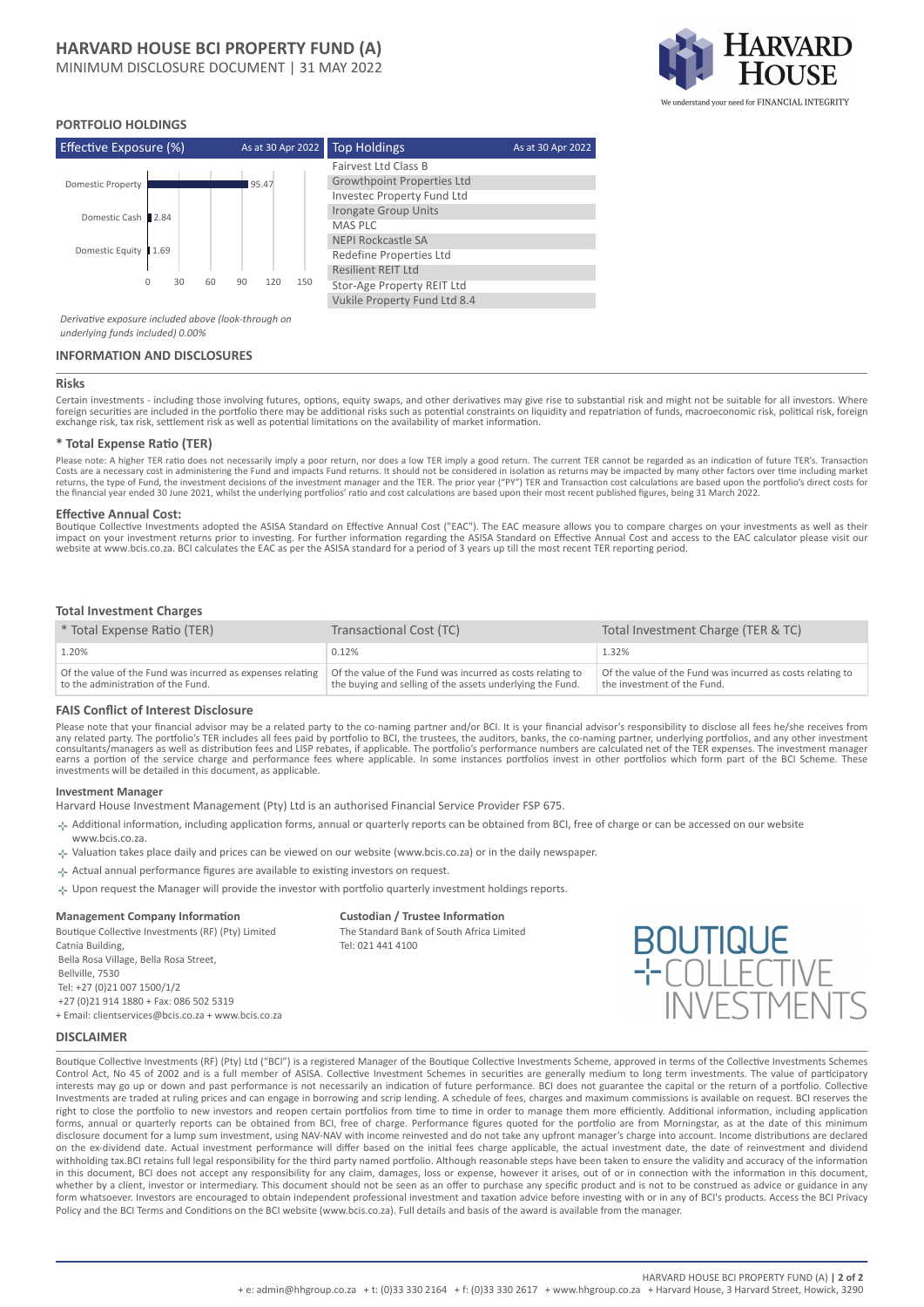# HARVARD HOUSE BCI PROPERTY FUND (A)

MINIMUM DISCLOSURE DOCUMENT | 31 MAY 2022

HARVARD HOUSE

We understand your need for FINANCIAL INTEGRITY

## PORTFOLIO HOLDINGS

**Effective Exposure (%)** As at 30 Apr 2022

Domestic Property
95.47
Domestic Cash
2.84
Domestic Equity
1.69
0 30 60 90 120 150

*Derivative exposure included above (look-through on underlying funds included) 0.00%*

| Top Holdings | As at 30 Apr 2022 |
|---|---|
| Fairvest Ltd Class B | |
| Growthpoint Properties Ltd | |
| Investec Property Fund Ltd | |
| Irongate Group Units | |
| MAS PLC | |
| NEPI Rockcastle SA | |
| Redefine Properties Ltd | |
| Resilient REIT Ltd | |
| Stor-Age Property REIT Ltd | |
| Vukile Property Fund Ltd 8.4 | |

## INFORMATION AND DISCLOSURES

### Risks

Certain investments - including those involving futures, options, equity swaps, and other derivatives may give rise to substantial risk and might not be suitable for all investors. Where foreign securities are included in the portfolio there may be additional risks such as potential constraints on liquidity and repatriation of funds, macroeconomic risk, political risk, foreign exchange risk, tax risk, settlement risk as well as potential limitations on the availability of market information.

### * Total Expense Ratio (TER)

Please note: A higher TER ratio does not necessarily imply a poor return, nor does a low TER imply a good return. The current TER cannot be regarded as an indication of future TER's. Transaction Costs are a necessary cost in administering the Fund and impacts Fund returns. It should not be considered in isolation as returns may be impacted by many other factors over time including market returns, the type of Fund, the investment decisions of the investment manager and the TER. The prior year ("PY") TER and Transaction cost calculations are based upon the portfolio's direct costs for the financial year ended 30 June 2021, whilst the underlying portfolios' ratio and cost calculations are based upon their most recent published figures, being 31 March 2022.

### Effective Annual Cost:

Boutique Collective Investments adopted the ASISA Standard on Effective Annual Cost ("EAC"). The EAC measure allows you to compare charges on your investments as well as their impact on your investment returns prior to investing. For further information regarding the ASISA Standard on Effective Annual Cost and access to the EAC calculator please visit our website at www.bcis.co.za. BCI calculates the EAC as per the ASISA standard for a period of 3 years up till the most recent TER reporting period.

### Total Investment Charges

| * Total Expense Ratio (TER) | Transactional Cost (TC) | Total Investment Charge (TER & TC) |
|---|---|---|
| 1.20% | 0.12% | 1.32% |
| Of the value of the Fund was incurred as expenses relating to the administration of the Fund. | Of the value of the Fund was incurred as costs relating to the buying and selling of the assets underlying the Fund. | Of the value of the Fund was incurred as costs relating to the investment of the Fund. |

### FAIS Conflict of Interest Disclosure

Please note that your financial advisor may be a related party to the co-naming partner and/or BCI. It is your financial advisor's responsibility to disclose all fees he/she receives from any related party. The portfolio's TER includes all fees paid by portfolio to BCI, the trustees, the auditors, banks, the co-naming partner, underlying portfolios, and any other investment consultants/managers as well as distribution fees and LISP rebates, if applicable. The portfolio's performance numbers are calculated net of the TER expenses. The investment manager earns a portion of the service charge and performance fees where applicable. In some instances portfolios invest in other portfolios which form part of the BCI Scheme. These investments will be detailed in this document, as applicable.

### Investment Manager

Harvard House Investment Management (Pty) Ltd is an authorised Financial Service Provider FSP 675.

- Additional information, including application forms, annual or quarterly reports can be obtained from BCI, free of charge or can be accessed on our website www.bcis.co.za.
- Valuation takes place daily and prices can be viewed on our website (www.bcis.co.za) or in the daily newspaper.
- Actual annual performance figures are available to existing investors on request.
- Upon request the Manager will provide the investor with portfolio quarterly investment holdings reports.

### Management Company Information

Boutique Collective Investments (RF) (Pty) Limited
Catnia Building,
Bella Rosa Village, Bella Rosa Street,
Bellville, 7530
Tel: +27 (0)21 007 1500/1/2
+27 (0)21 914 1880 + Fax: 086 502 5319
+ Email: clientservices@bcis.co.za + www.bcis.co.za

### Custodian / Trustee Information

The Standard Bank of South Africa Limited
Tel: 021 441 4100

BOUTIQUE COLLECTIVE INVESTMENTS

## DISCLAIMER

Boutique Collective Investments (RF) (Pty) Ltd ("BCI") is a registered Manager of the Boutique Collective Investments Scheme, approved in terms of the Collective Investments Schemes Control Act, No 45 of 2002 and is a full member of ASISA. Collective Investment Schemes in securities are generally medium to long term investments. The value of participatory interests may go up or down and past performance is not necessarily an indication of future performance. BCI does not guarantee the capital or the return of a portfolio. Collective Investments are traded at ruling prices and can engage in borrowing and scrip lending. A schedule of fees, charges and maximum commissions is available on request. BCI reserves the right to close the portfolio to new investors and reopen certain portfolios from time to time in order to manage them more efficiently. Additional information, including application forms, annual or quarterly reports can be obtained from BCI, free of charge. Performance figures quoted for the portfolio are from Morningstar, as at the date of this minimum disclosure document for a lump sum investment, using NAV-NAV with income reinvested and do not take any upfront manager's charge into account. Income distributions are declared on the ex-dividend date. Actual investment performance will differ based on the initial fees charge applicable, the actual investment date, the date of reinvestment and dividend withholding tax.BCI retains full legal responsibility for the third party named portfolio. Although reasonable steps have been taken to ensure the validity and accuracy of the information in this document, BCI does not accept any responsibility for any claim, damages, loss or expense, however it arises, out of or in connection with the information in this document, whether by a client, investor or intermediary. This document should not be seen as an offer to purchase any specific product and is not to be construed as advice or guidance in any form whatsoever. Investors are encouraged to obtain independent professional investment and taxation advice before investing with or in any of BCI's products. Access the BCI Privacy Policy and the BCI Terms and Conditions on the BCI website (www.bcis.co.za). Full details and basis of the award is available from the manager.

+ e: admin@hhgroup.co.za + t: (0)33 330 2164 + f: (0)33 330 2617 + www.hhgroup.co.za + Harvard House, 3 Harvard Street, Howick, 3290